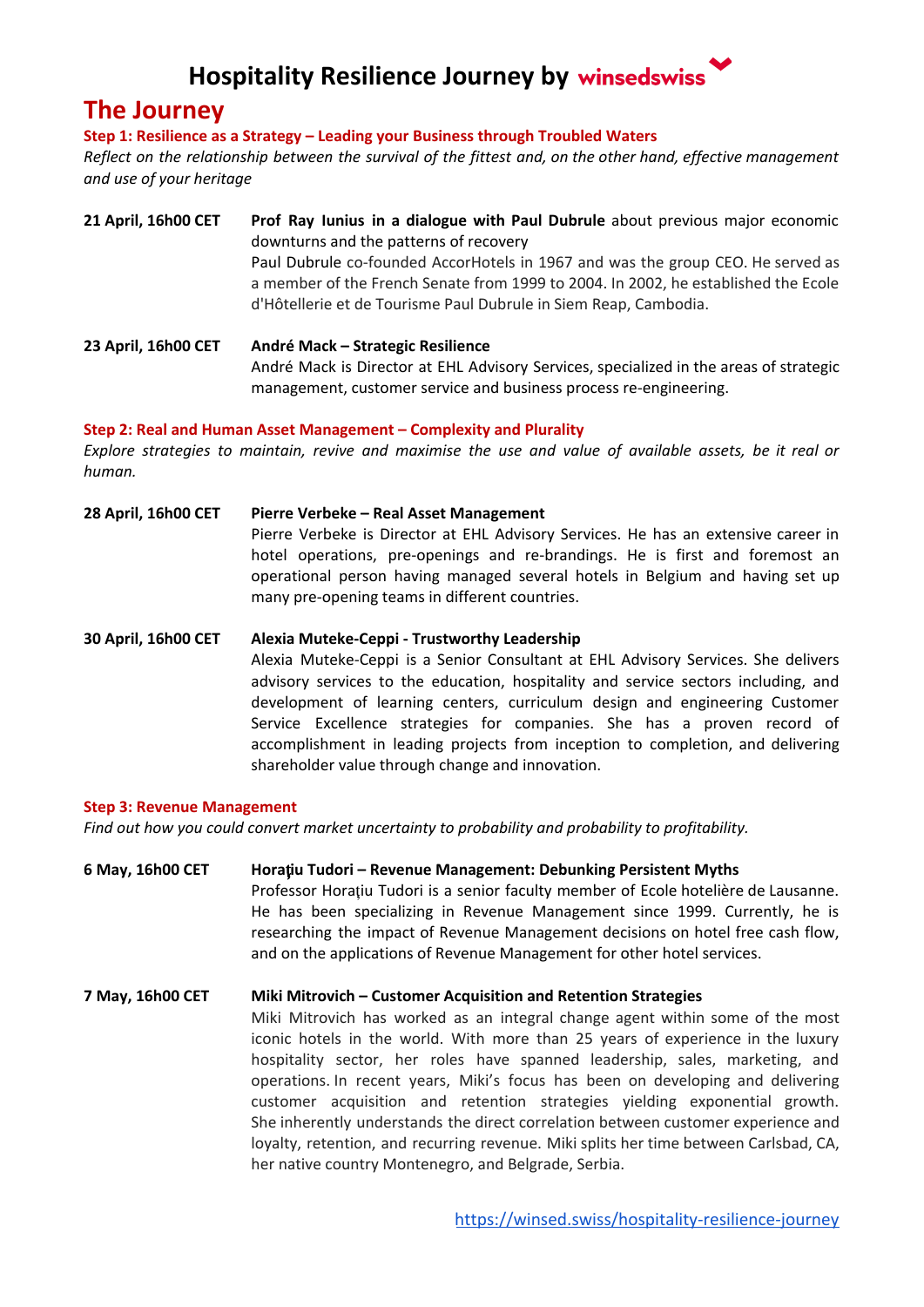# Hospitality Resilience Journey by winsedswiss

## The Journey

### Step 1: Resilience as a Strategy – Leading your Business through Troubled Waters

*Reflect on the relationship between the survival of the fittest and, on the other hand, effective management and use of your heritage*

**21 April, 16h00 CET**

**Prof Ray Iunius in a dialogue with Paul Dubrule** about previous major economic downturns and the patterns of recovery
Paul Dubrule co-founded AccorHotels in 1967 and was the group CEO. He served as a member of the French Senate from 1999 to 2004. In 2002, he established the Ecole d'Hôtellerie et de Tourisme Paul Dubrule in Siem Reap, Cambodia.

**23 April, 16h00 CET**

**André Mack – Strategic Resilience**
André Mack is Director at EHL Advisory Services, specialized in the areas of strategic management, customer service and business process re-engineering.

### Step 2: Real and Human Asset Management – Complexity and Plurality

*Explore strategies to maintain, revive and maximise the use and value of available assets, be it real or human.*

**28 April, 16h00 CET**

**Pierre Verbeke – Real Asset Management**
Pierre Verbeke is Director at EHL Advisory Services. He has an extensive career in hotel operations, pre-openings and re-brandings. He is first and foremost an operational person having managed several hotels in Belgium and having set up many pre-opening teams in different countries.

**30 April, 16h00 CET**

**Alexia Muteke-Ceppi - Trustworthy Leadership**
Alexia Muteke-Ceppi is a Senior Consultant at EHL Advisory Services. She delivers advisory services to the education, hospitality and service sectors including, and development of learning centers, curriculum design and engineering Customer Service Excellence strategies for companies. She has a proven record of accomplishment in leading projects from inception to completion, and delivering shareholder value through change and innovation.

### Step 3: Revenue Management

*Find out how you could convert market uncertainty to probability and probability to profitability.*

**6 May, 16h00 CET**

**Horaţiu Tudori – Revenue Management: Debunking Persistent Myths**
Professor Horaţiu Tudori is a senior faculty member of Ecole hotelière de Lausanne. He has been specializing in Revenue Management since 1999. Currently, he is researching the impact of Revenue Management decisions on hotel free cash flow, and on the applications of Revenue Management for other hotel services.

**7 May, 16h00 CET**

**Miki Mitrovich – Customer Acquisition and Retention Strategies**
Miki Mitrovich has worked as an integral change agent within some of the most iconic hotels in the world. With more than 25 years of experience in the luxury hospitality sector, her roles have spanned leadership, sales, marketing, and operations. In recent years, Miki's focus has been on developing and delivering customer acquisition and retention strategies yielding exponential growth. She inherently understands the direct correlation between customer experience and loyalty, retention, and recurring revenue. Miki splits her time between Carlsbad, CA, her native country Montenegro, and Belgrade, Serbia.

https://winsed.swiss/hospitality-resilience-journey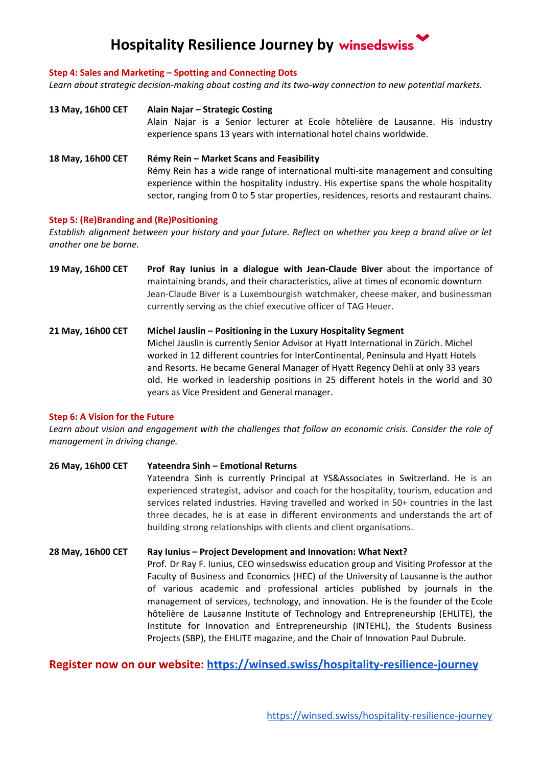# Hospitality Resilience Journey by winsedswiss

### Step 4: Sales and Marketing – Spotting and Connecting Dots

*Learn about strategic decision-making about costing and its two-way connection to new potential markets.*

**13 May, 16h00 CET** — **Alain Najar – Strategic Costing**
Alain Najar is a Senior lecturer at Ecole hôtelière de Lausanne. His industry experience spans 13 years with international hotel chains worldwide.

**18 May, 16h00 CET** — **Rémy Rein – Market Scans and Feasibility**
Rémy Rein has a wide range of international multi-site management and consulting experience within the hospitality industry. His expertise spans the whole hospitality sector, ranging from 0 to 5 star properties, residences, resorts and restaurant chains.

### Step 5: (Re)Branding and (Re)Positioning

*Establish alignment between your history and your future. Reflect on whether you keep a brand alive or let another one be borne.*

**19 May, 16h00 CET** — **Prof Ray Iunius in a dialogue with Jean-Claude Biver** about the importance of maintaining brands, and their characteristics, alive at times of economic downturn
Jean-Claude Biver is a Luxembourgish watchmaker, cheese maker, and businessman currently serving as the chief executive officer of TAG Heuer.

**21 May, 16h00 CET** — **Michel Jauslin – Positioning in the Luxury Hospitality Segment**
Michel Jauslin is currently Senior Advisor at Hyatt International in Zürich. Michel worked in 12 different countries for InterContinental, Peninsula and Hyatt Hotels and Resorts. He became General Manager of Hyatt Regency Dehli at only 33 years old. He worked in leadership positions in 25 different hotels in the world and 30 years as Vice President and General manager.

### Step 6: A Vision for the Future

*Learn about vision and engagement with the challenges that follow an economic crisis. Consider the role of management in driving change.*

**26 May, 16h00 CET** — **Yateendra Sinh – Emotional Returns**
Yateendra Sinh is currently Principal at YS&Associates in Switzerland. He is an experienced strategist, advisor and coach for the hospitality, tourism, education and services related industries. Having travelled and worked in 50+ countries in the last three decades, he is at ease in different environments and understands the art of building strong relationships with clients and client organisations.

**28 May, 16h00 CET** — **Ray Iunius – Project Development and Innovation: What Next?**
Prof. Dr Ray F. Iunius, CEO winsedswiss education group and Visiting Professor at the Faculty of Business and Economics (HEC) of the University of Lausanne is the author of various academic and professional articles published by journals in the management of services, technology, and innovation. He is the founder of the Ecole hôtelière de Lausanne Institute of Technology and Entrepreneurship (EHLITE), the Institute for Innovation and Entrepreneurship (INTEHL), the Students Business Projects (SBP), the EHLITE magazine, and the Chair of Innovation Paul Dubrule.

## Register now on our website: https://winsed.swiss/hospitality-resilience-journey